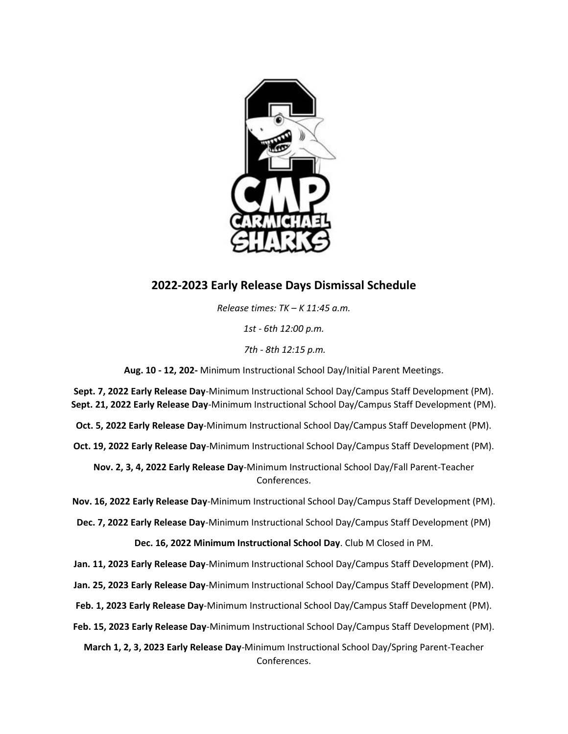## 2022-2023 Early Release Days Dismissal Schedule

*Release times: TK – K 11:45 a.m.*

*1st - 6th 12:00 p.m.*

*7th - 8th 12:15 p.m.*

**Aug. 10 - 12, 202-** Minimum Instructional School Day/Initial Parent Meetings.

**Sept. 7, 2022 Early Release Day**-Minimum Instructional School Day/Campus Staff Development (PM).
**Sept. 21, 2022 Early Release Day**-Minimum Instructional School Day/Campus Staff Development (PM).

**Oct. 5, 2022 Early Release Day**-Minimum Instructional School Day/Campus Staff Development (PM).

**Oct. 19, 2022 Early Release Day**-Minimum Instructional School Day/Campus Staff Development (PM).

**Nov. 2, 3, 4, 2022 Early Release Day**-Minimum Instructional School Day/Fall Parent-Teacher Conferences.

**Nov. 16, 2022 Early Release Day**-Minimum Instructional School Day/Campus Staff Development (PM).

**Dec. 7, 2022 Early Release Day**-Minimum Instructional School Day/Campus Staff Development (PM)

**Dec. 16, 2022 Minimum Instructional School Day**. Club M Closed in PM.

**Jan. 11, 2023 Early Release Day**-Minimum Instructional School Day/Campus Staff Development (PM).

**Jan. 25, 2023 Early Release Day**-Minimum Instructional School Day/Campus Staff Development (PM).

**Feb. 1, 2023 Early Release Day**-Minimum Instructional School Day/Campus Staff Development (PM).

**Feb. 15, 2023 Early Release Day**-Minimum Instructional School Day/Campus Staff Development (PM).

**March 1, 2, 3, 2023 Early Release Day**-Minimum Instructional School Day/Spring Parent-Teacher Conferences.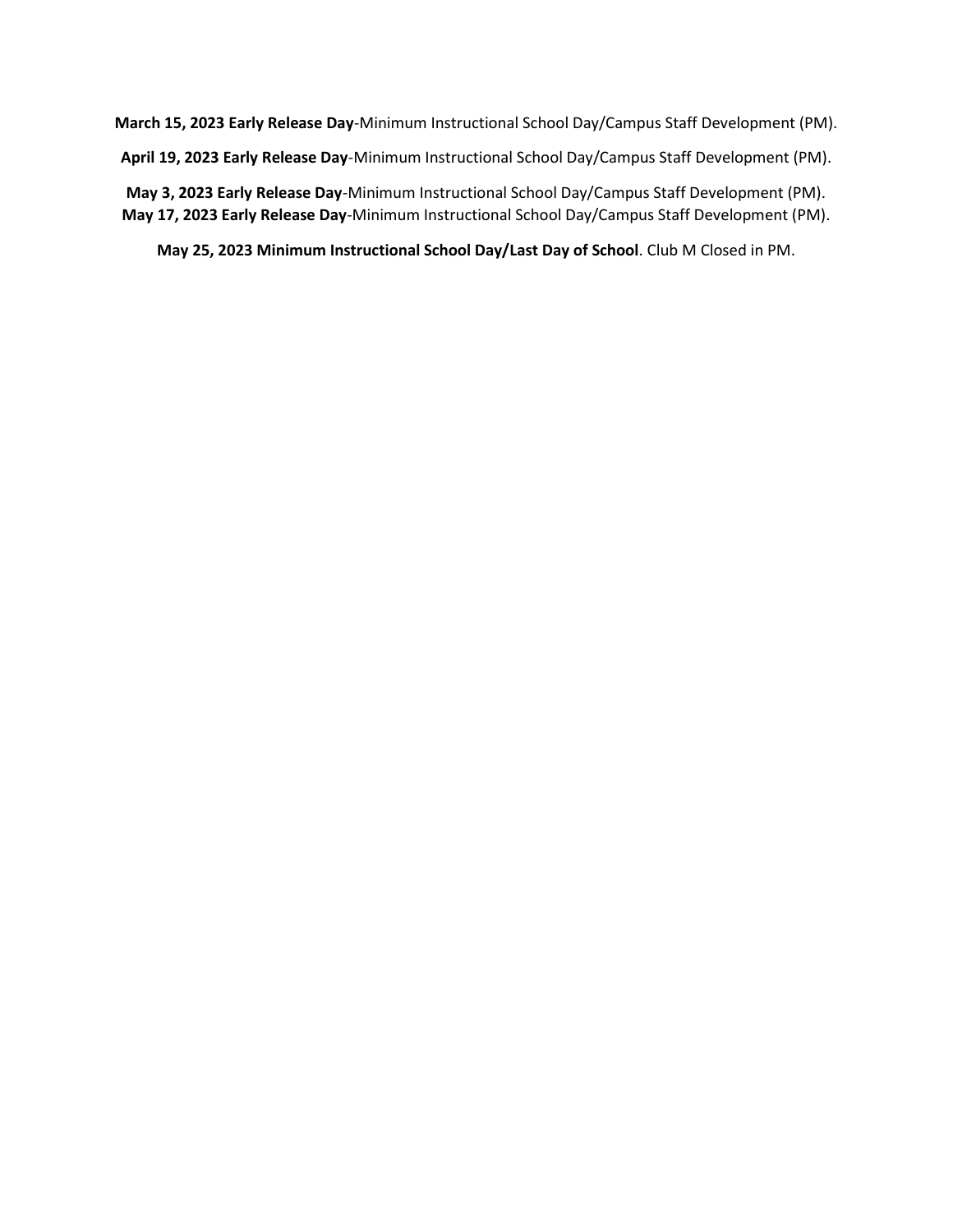**March 15, 2023 Early Release Day**-Minimum Instructional School Day/Campus Staff Development (PM).

**April 19, 2023 Early Release Day**-Minimum Instructional School Day/Campus Staff Development (PM).

**May 3, 2023 Early Release Day**-Minimum Instructional School Day/Campus Staff Development (PM).
**May 17, 2023 Early Release Day**-Minimum Instructional School Day/Campus Staff Development (PM).

**May 25, 2023 Minimum Instructional School Day/Last Day of School**. Club M Closed in PM.